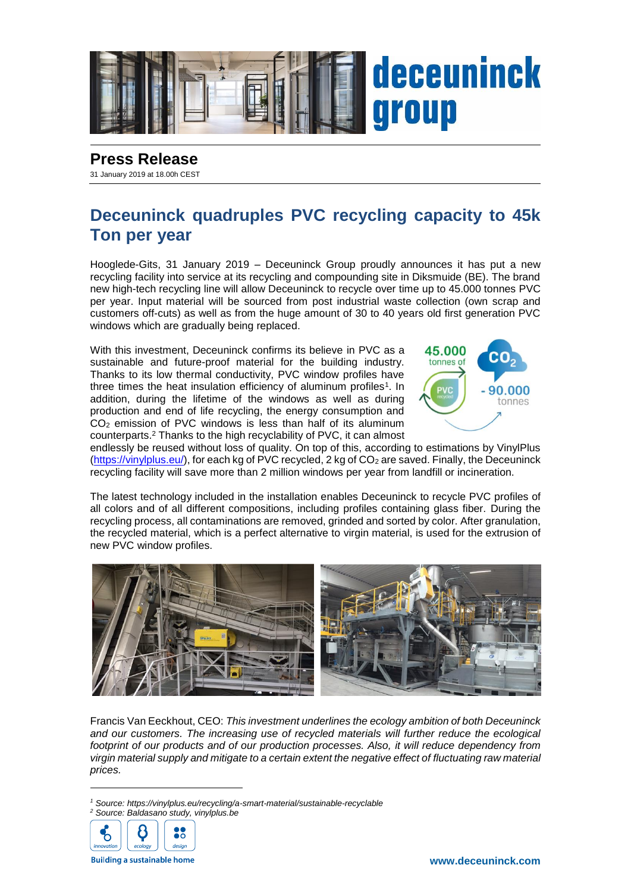**Press Release**

31 January 2019 at 18.00h CEST

# Deceuninck quadruples PVC recycling capacity to 45k Ton per year

Hooglede-Gits, 31 January 2019 – Deceuninck Group proudly announces it has put a new recycling facility into service at its recycling and compounding site in Diksmuide (BE). The brand new high-tech recycling line will allow Deceuninck to recycle over time up to 45.000 tonnes PVC per year. Input material will be sourced from post industrial waste collection (own scrap and customers off-cuts) as well as from the huge amount of 30 to 40 years old first generation PVC windows which are gradually being replaced.

With this investment, Deceuninck confirms its believe in PVC as a sustainable and future-proof material for the building industry. Thanks to its low thermal conductivity, PVC window profiles have three times the heat insulation efficiency of aluminum profiles[1]. In addition, during the lifetime of the windows as well as during production and end of life recycling, the energy consumption and $CO_2$ emission of PVC windows is less than half of its aluminum counterparts.[2] Thanks to the high recyclability of PVC, it can almost endlessly be reused without loss of quality. On top of this, according to estimations by VinylPlus (https://vinylplus.eu/), for each kg of PVC recycled, 2 kg of $CO_2$ are saved. Finally, the Deceuninck recycling facility will save more than 2 million windows per year from landfill or incineration.

The latest technology included in the installation enables Deceuninck to recycle PVC profiles of all colors and of all different compositions, including profiles containing glass fiber. During the recycling process, all contaminations are removed, grinded and sorted by color. After granulation, the recycled material, which is a perfect alternative to virgin material, is used for the extrusion of new PVC window profiles.

Francis Van Eeckhout, CEO: *This investment underlines the ecology ambition of both Deceuninck and our customers. The increasing use of recycled materials will further reduce the ecological footprint of our products and of our production processes. Also, it will reduce dependency from virgin material supply and mitigate to a certain extent the negative effect of fluctuating raw material prices.*

---

[1] *Source: https://vinylplus.eu/recycling/a-smart-material/sustainable-recyclable*

[2] *Source: Baldasano study, vinylplus.be*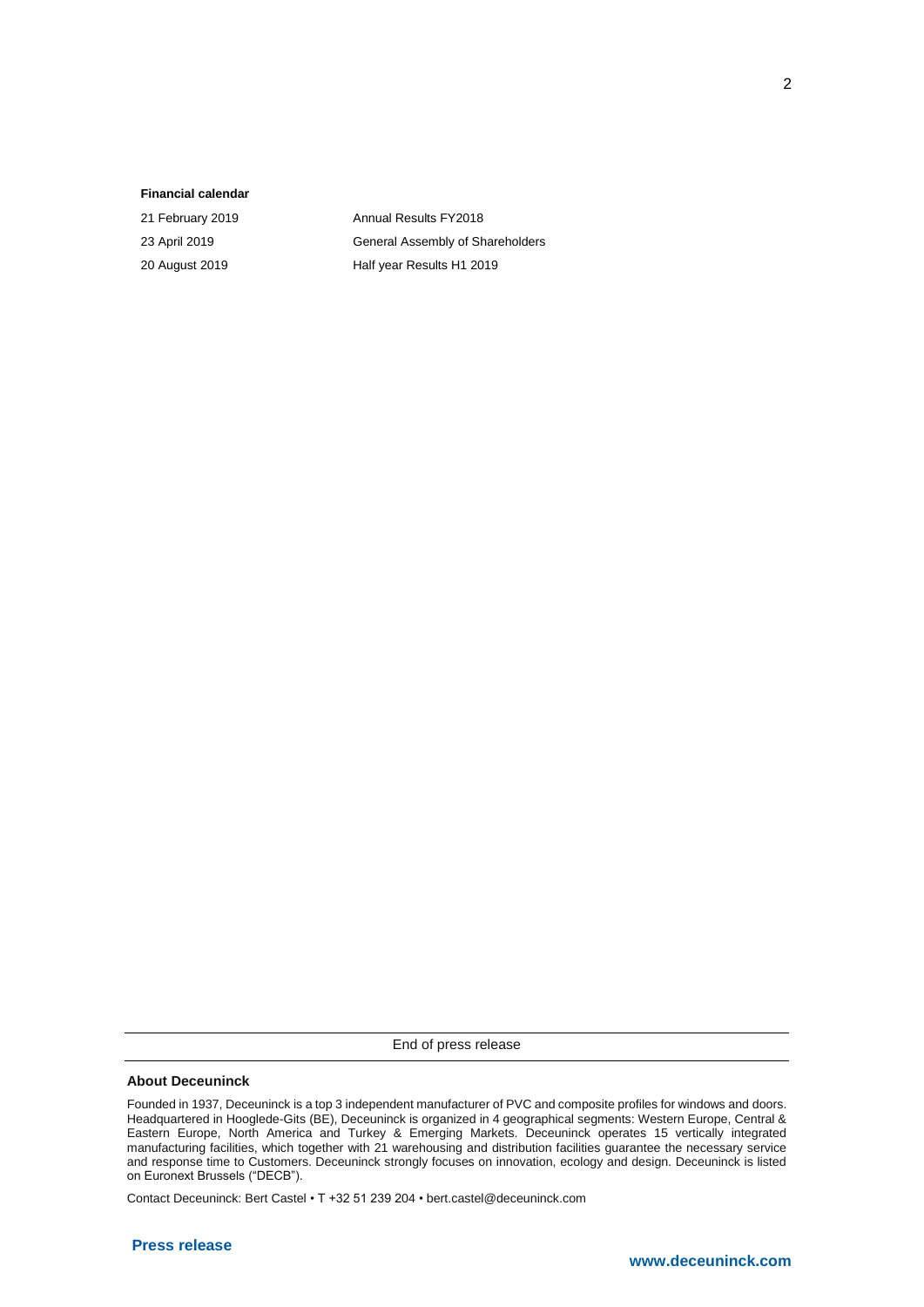**Financial calendar**

| | |
|---|---|
| 21 February 2019 | Annual Results FY2018 |
| 23 April 2019 | General Assembly of Shareholders |
| 20 August 2019 | Half year Results H1 2019 |

---

End of press release

---

**About Deceuninck**

Founded in 1937, Deceuninck is a top 3 independent manufacturer of PVC and composite profiles for windows and doors. Headquartered in Hooglede-Gits (BE), Deceuninck is organized in 4 geographical segments: Western Europe, Central & Eastern Europe, North America and Turkey & Emerging Markets. Deceuninck operates 15 vertically integrated manufacturing facilities, which together with 21 warehousing and distribution facilities guarantee the necessary service and response time to Customers. Deceuninck strongly focuses on innovation, ecology and design. Deceuninck is listed on Euronext Brussels ("DECB").

Contact Deceuninck: Bert Castel • T +32 51 239 204 • bert.castel@deceuninck.com